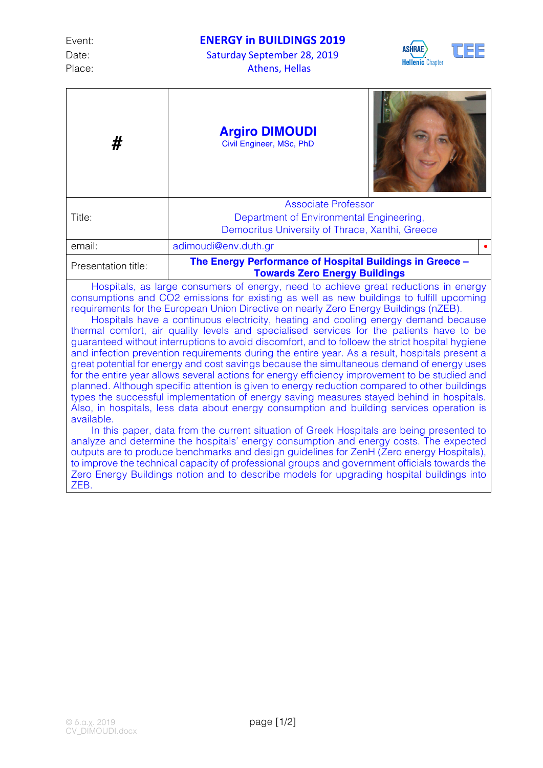| Event: | **ENERGY in BUILDINGS 2019** |
|---|---|
| Date: | Saturday September 28, 2019 |
| Place: | Athens, Hellas |

| # | **Argiro DIMOUDI** Civil Engineer, MSc, PhD |
|---|---|
| Title: | Associate Professor Department of Environmental Engineering, Democritus University of Thrace, Xanthi, Greece |
| email: | adimoudi@env.duth.gr |
| Presentation title: | **The Energy Performance of Hospital Buildings in Greece – Towards Zero Energy Buildings** |

Hospitals, as large consumers of energy, need to achieve great reductions in energy consumptions and CO2 emissions for existing as well as new buildings to fulfill upcoming requirements for the European Union Directive on nearly Zero Energy Buildings (nZEB).

Hospitals have a continuous electricity, heating and cooling energy demand because thermal comfort, air quality levels and specialised services for the patients have to be guaranteed without interruptions to avoid discomfort, and to followe the strict hospital hygiene and infection prevention requirements during the entire year. As a result, hospitals present a great potential for energy and cost savings because the simultaneous demand of energy uses for the entire year allows several actions for energy efficiency improvement to be studied and planned. Although specific attention is given to energy reduction compared to other buildings types the successful implementation of energy saving measures stayed behind in hospitals. Also, in hospitals, less data about energy consumption and building services operation is available.

In this paper, data from the current situation of Greek Hospitals are being presented to analyze and determine the hospitals' energy consumption and energy costs. The expected outputs are to produce benchmarks and design guidelines for ZenH (Zero energy Hospitals), to improve the technical capacity of professional groups and government officials towards the Zero Energy Buildings notion and to describe models for upgrading hospital buildings into ZEB.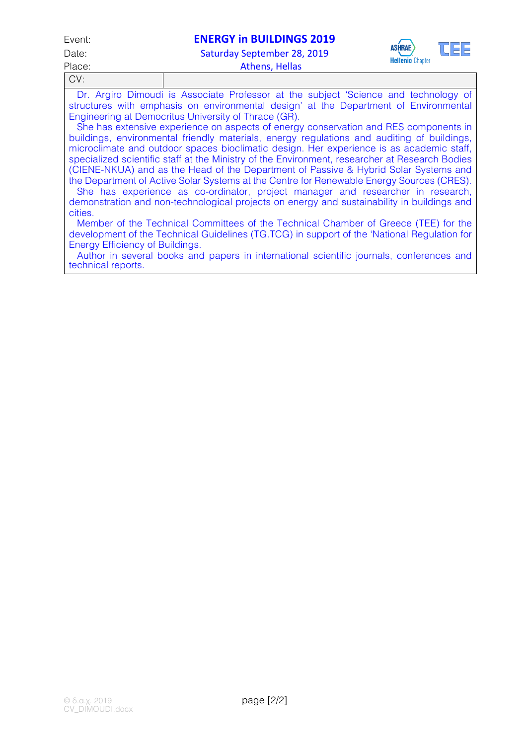| Event: | ENERGY in BUILDINGS 2019 |
|---|---|
| Date: | Saturday September 28, 2019 |
| Place: | Athens, Hellas |

| CV: | |
|---|---|

Dr. Argiro Dimoudi is Associate Professor at the subject 'Science and technology of structures with emphasis on environmental design' at the Department of Environmental Engineering at Democritus University of Thrace (GR).

She has extensive experience on aspects of energy conservation and RES components in buildings, environmental friendly materials, energy regulations and auditing of buildings, microclimate and outdoor spaces bioclimatic design. Her experience is as academic staff, specialized scientific staff at the Ministry of the Environment, researcher at Research Bodies (CIENE-NKUA) and as the Head of the Department of Passive & Hybrid Solar Systems and the Department of Active Solar Systems at the Centre for Renewable Energy Sources (CRES).

She has experience as co-ordinator, project manager and researcher in research, demonstration and non-technological projects on energy and sustainability in buildings and cities.

Member of the Technical Committees of the Technical Chamber of Greece (TEE) for the development of the Technical Guidelines (TG.TCG) in support of the 'National Regulation for Energy Efficiency of Buildings.

Author in several books and papers in international scientific journals, conferences and technical reports.